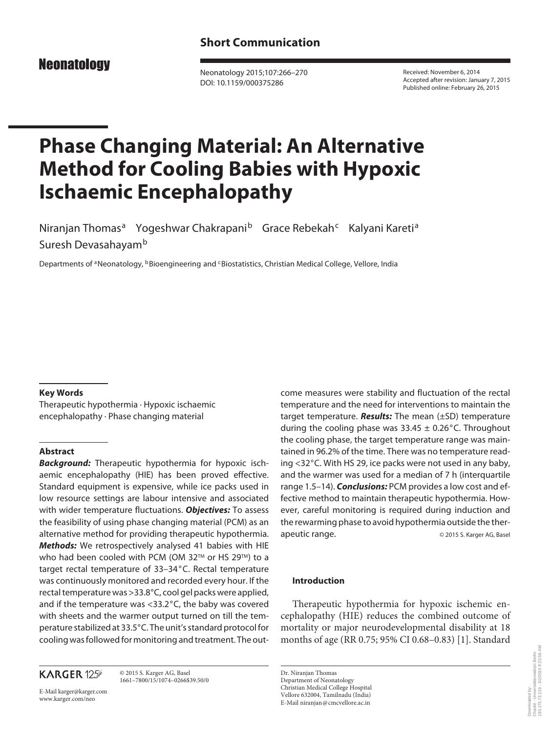Short Communication

Neonatology

Neonatology 2015;107:266–270
DOI: 10.1159/000375286

Received: November 6, 2014
Accepted after revision: January 7, 2015
Published online: February 26, 2015

# Phase Changing Material: An Alternative Method for Cooling Babies with Hypoxic Ischaemic Encephalopathy

Niranjan Thomas[a] Yogeshwar Chakrapani[b] Grace Rebekah[c] Kalyani Kareti[a] Suresh Devasahayam[b]

Departments of [a]Neonatology, [b]Bioengineering and [c]Biostatistics, Christian Medical College, Vellore, India

**Key Words**

Therapeutic hypothermia · Hypoxic ischaemic encephalopathy · Phase changing material

**Abstract**

***Background:*** Therapeutic hypothermia for hypoxic ischaemic encephalopathy (HIE) has been proved effective. Standard equipment is expensive, while ice packs used in low resource settings are labour intensive and associated with wider temperature fluctuations. ***Objectives:*** To assess the feasibility of using phase changing material (PCM) as an alternative method for providing therapeutic hypothermia. ***Methods:*** We retrospectively analysed 41 babies with HIE who had been cooled with PCM (OM 32™ or HS 29™) to a target rectal temperature of 33–34°C. Rectal temperature was continuously monitored and recorded every hour. If the rectal temperature was >33.8°C, cool gel packs were applied, and if the temperature was <33.2°C, the baby was covered with sheets and the warmer output turned on till the temperature stabilized at 33.5°C. The unit's standard protocol for cooling was followed for monitoring and treatment. The outcome measures were stability and fluctuation of the rectal temperature and the need for interventions to maintain the target temperature. ***Results:*** The mean (±SD) temperature during the cooling phase was 33.45 ± 0.26°C. Throughout the cooling phase, the target temperature range was maintained in 96.2% of the time. There was no temperature reading <32°C. With HS 29, ice packs were not used in any baby, and the warmer was used for a median of 7 h (interquartile range 1.5–14). ***Conclusions:*** PCM provides a low cost and effective method to maintain therapeutic hypothermia. However, careful monitoring is required during induction and the rewarming phase to avoid hypothermia outside the therapeutic range.

© 2015 S. Karger AG, Basel

## Introduction

Therapeutic hypothermia for hypoxic ischemic encephalopathy (HIE) reduces the combined outcome of mortality or major neurodevelopmental disability at 18 months of age (RR 0.75; 95% CI 0.68–0.83) [1]. Standard

KARGER 125

© 2015 S. Karger AG, Basel
1661–7800/15/1074–0266$39.50/0

E-Mail karger@karger.com
www.karger.com/neo

Dr. Niranjan Thomas
Department of Neonatology
Christian Medical College Hospital
Vellore 632004, Tamilnadu (India)
E-Mail niranjan@cmcvellore.ac.in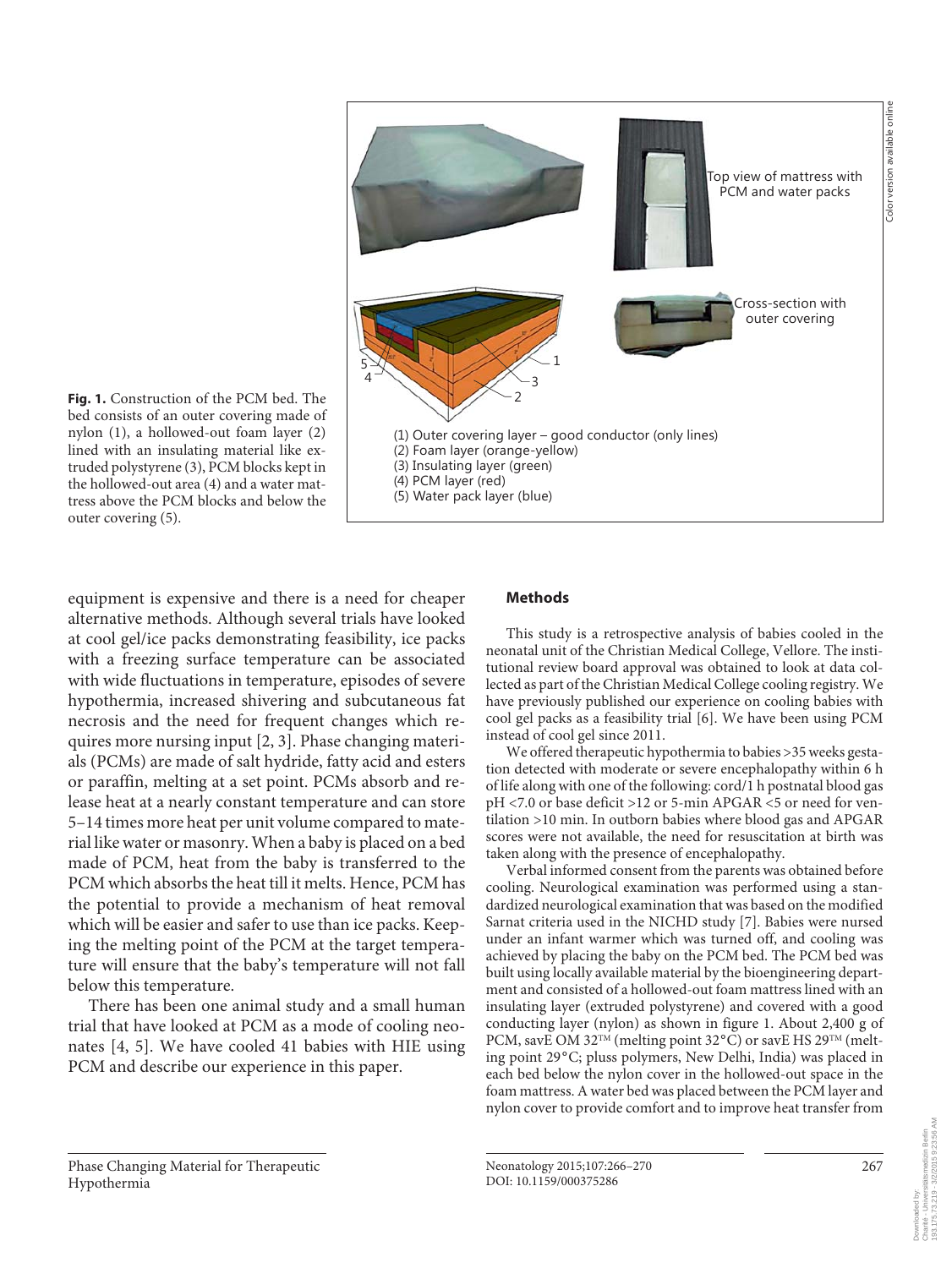**Fig. 1.** Construction of the PCM bed. The bed consists of an outer covering made of nylon (1), a hollowed-out foam layer (2) lined with an insulating material like extruded polystyrene (3), PCM blocks kept in the hollowed-out area (4) and a water mattress above the PCM blocks and below the outer covering (5).

equipment is expensive and there is a need for cheaper alternative methods. Although several trials have looked at cool gel/ice packs demonstrating feasibility, ice packs with a freezing surface temperature can be associated with wide fluctuations in temperature, episodes of severe hypothermia, increased shivering and subcutaneous fat necrosis and the need for frequent changes which requires more nursing input [2, 3]. Phase changing materials (PCMs) are made of salt hydride, fatty acid and esters or paraffin, melting at a set point. PCMs absorb and release heat at a nearly constant temperature and can store 5–14 times more heat per unit volume compared to material like water or masonry. When a baby is placed on a bed made of PCM, heat from the baby is transferred to the PCM which absorbs the heat till it melts. Hence, PCM has the potential to provide a mechanism of heat removal which will be easier and safer to use than ice packs. Keeping the melting point of the PCM at the target temperature will ensure that the baby's temperature will not fall below this temperature.

There has been one animal study and a small human trial that have looked at PCM as a mode of cooling neonates [4, 5]. We have cooled 41 babies with HIE using PCM and describe our experience in this paper.

## Methods

This study is a retrospective analysis of babies cooled in the neonatal unit of the Christian Medical College, Vellore. The institutional review board approval was obtained to look at data collected as part of the Christian Medical College cooling registry. We have previously published our experience on cooling babies with cool gel packs as a feasibility trial [6]. We have been using PCM instead of cool gel since 2011.

We offered therapeutic hypothermia to babies >35 weeks gestation detected with moderate or severe encephalopathy within 6 h of life along with one of the following: cord/1 h postnatal blood gas pH <7.0 or base deficit >12 or 5-min APGAR <5 or need for ventilation >10 min. In outborn babies where blood gas and APGAR scores were not available, the need for resuscitation at birth was taken along with the presence of encephalopathy.

Verbal informed consent from the parents was obtained before cooling. Neurological examination was performed using a standardized neurological examination that was based on the modified Sarnat criteria used in the NICHD study [7]. Babies were nursed under an infant warmer which was turned off, and cooling was achieved by placing the baby on the PCM bed. The PCM bed was built using locally available material by the bioengineering department and consisted of a hollowed-out foam mattress lined with an insulating layer (extruded polystyrene) and covered with a good conducting layer (nylon) as shown in figure 1. About 2,400 g of PCM, savE OM 32™ (melting point 32°C) or savE HS 29™ (melting point 29°C; pluss polymers, New Delhi, India) was placed in each bed below the nylon cover in the hollowed-out space in the foam mattress. A water bed was placed between the PCM layer and nylon cover to provide comfort and to improve heat transfer from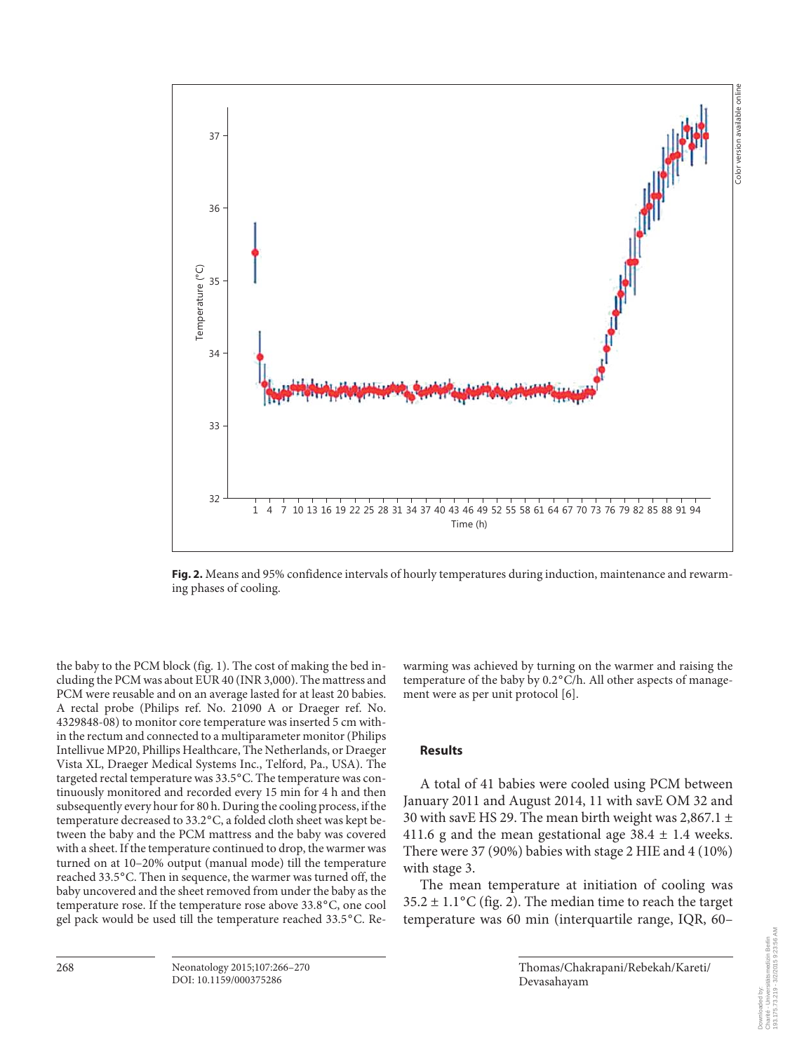**Fig. 2.** Means and 95% confidence intervals of hourly temperatures during induction, maintenance and rewarming phases of cooling.

the baby to the PCM block (fig. 1). The cost of making the bed including the PCM was about EUR 40 (INR 3,000). The mattress and PCM were reusable and on an average lasted for at least 20 babies. A rectal probe (Philips ref. No. 21090 A or Draeger ref. No. 4329848-08) to monitor core temperature was inserted 5 cm within the rectum and connected to a multiparameter monitor (Philips Intellivue MP20, Phillips Healthcare, The Netherlands, or Draeger Vista XL, Draeger Medical Systems Inc., Telford, Pa., USA). The targeted rectal temperature was 33.5°C. The temperature was continuously monitored and recorded every 15 min for 4 h and then subsequently every hour for 80 h. During the cooling process, if the temperature decreased to 33.2°C, a folded cloth sheet was kept between the baby and the PCM mattress and the baby was covered with a sheet. If the temperature continued to drop, the warmer was turned on at 10–20% output (manual mode) till the temperature reached 33.5°C. Then in sequence, the warmer was turned off, the baby uncovered and the sheet removed from under the baby as the temperature rose. If the temperature rose above 33.8°C, one cool gel pack would be used till the temperature reached 33.5°C. Rewarming was achieved by turning on the warmer and raising the temperature of the baby by 0.2°C/h. All other aspects of management were as per unit protocol [6].

## Results

A total of 41 babies were cooled using PCM between January 2011 and August 2014, 11 with savE OM 32 and 30 with savE HS 29. The mean birth weight was 2,867.1 ± 411.6 g and the mean gestational age 38.4 ± 1.4 weeks. There were 37 (90%) babies with stage 2 HIE and 4 (10%) with stage 3.

The mean temperature at initiation of cooling was 35.2 ± 1.1°C (fig. 2). The median time to reach the target temperature was 60 min (interquartile range, IQR, 60–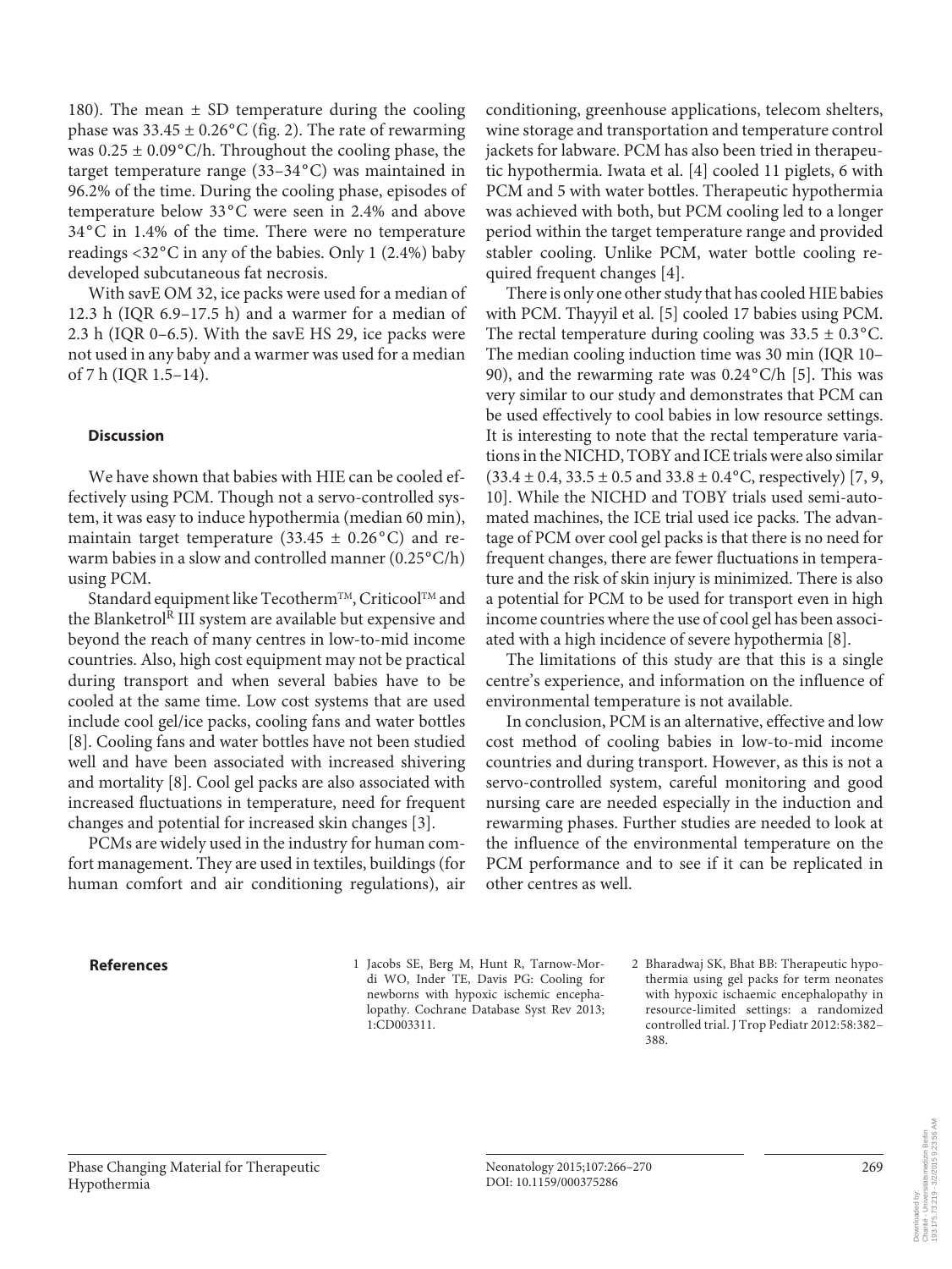180). The mean ± SD temperature during the cooling phase was 33.45 ± 0.26°C (fig. 2). The rate of rewarming was 0.25 ± 0.09°C/h. Throughout the cooling phase, the target temperature range (33–34°C) was maintained in 96.2% of the time. During the cooling phase, episodes of temperature below 33°C were seen in 2.4% and above 34°C in 1.4% of the time. There were no temperature readings <32°C in any of the babies. Only 1 (2.4%) baby developed subcutaneous fat necrosis.

With savE OM 32, ice packs were used for a median of 12.3 h (IQR 6.9–17.5 h) and a warmer for a median of 2.3 h (IQR 0–6.5). With the savE HS 29, ice packs were not used in any baby and a warmer was used for a median of 7 h (IQR 1.5–14).

## Discussion

We have shown that babies with HIE can be cooled effectively using PCM. Though not a servo-controlled system, it was easy to induce hypothermia (median 60 min), maintain target temperature (33.45 ± 0.26°C) and rewarm babies in a slow and controlled manner (0.25°C/h) using PCM.

Standard equipment like Tecotherm™, Criticool™ and the Blanketrol® III system are available but expensive and beyond the reach of many centres in low-to-mid income countries. Also, high cost equipment may not be practical during transport and when several babies have to be cooled at the same time. Low cost systems that are used include cool gel/ice packs, cooling fans and water bottles [8]. Cooling fans and water bottles have not been studied well and have been associated with increased shivering and mortality [8]. Cool gel packs are also associated with increased fluctuations in temperature, need for frequent changes and potential for increased skin changes [3].

PCMs are widely used in the industry for human comfort management. They are used in textiles, buildings (for human comfort and air conditioning regulations), air conditioning, greenhouse applications, telecom shelters, wine storage and transportation and temperature control jackets for labware. PCM has also been tried in therapeutic hypothermia. Iwata et al. [4] cooled 11 piglets, 6 with PCM and 5 with water bottles. Therapeutic hypothermia was achieved with both, but PCM cooling led to a longer period within the target temperature range and provided stabler cooling. Unlike PCM, water bottle cooling required frequent changes [4].

There is only one other study that has cooled HIE babies with PCM. Thayyil et al. [5] cooled 17 babies using PCM. The rectal temperature during cooling was 33.5 ± 0.3°C. The median cooling induction time was 30 min (IQR 10–90), and the rewarming rate was 0.24°C/h [5]. This was very similar to our study and demonstrates that PCM can be used effectively to cool babies in low resource settings. It is interesting to note that the rectal temperature variations in the NICHD, TOBY and ICE trials were also similar (33.4 ± 0.4, 33.5 ± 0.5 and 33.8 ± 0.4°C, respectively) [7, 9, 10]. While the NICHD and TOBY trials used semi-automated machines, the ICE trial used ice packs. The advantage of PCM over cool gel packs is that there is no need for frequent changes, there are fewer fluctuations in temperature and the risk of skin injury is minimized. There is also a potential for PCM to be used for transport even in high income countries where the use of cool gel has been associated with a high incidence of severe hypothermia [8].

The limitations of this study are that this is a single centre's experience, and information on the influence of environmental temperature is not available.

In conclusion, PCM is an alternative, effective and low cost method of cooling babies in low-to-mid income countries and during transport. However, as this is not a servo-controlled system, careful monitoring and good nursing care are needed especially in the induction and rewarming phases. Further studies are needed to look at the influence of the environmental temperature on the PCM performance and to see if it can be replicated in other centres as well.

## References

1. Jacobs SE, Berg M, Hunt R, Tarnow-Mordi WO, Inder TE, Davis PG: Cooling for newborns with hypoxic ischemic encephalopathy. Cochrane Database Syst Rev 2013; 1:CD003311.
2. Bharadwaj SK, Bhat BB: Therapeutic hypothermia using gel packs for term neonates with hypoxic ischaemic encephalopathy in resource-limited settings: a randomized controlled trial. J Trop Pediatr 2012:58:382–388.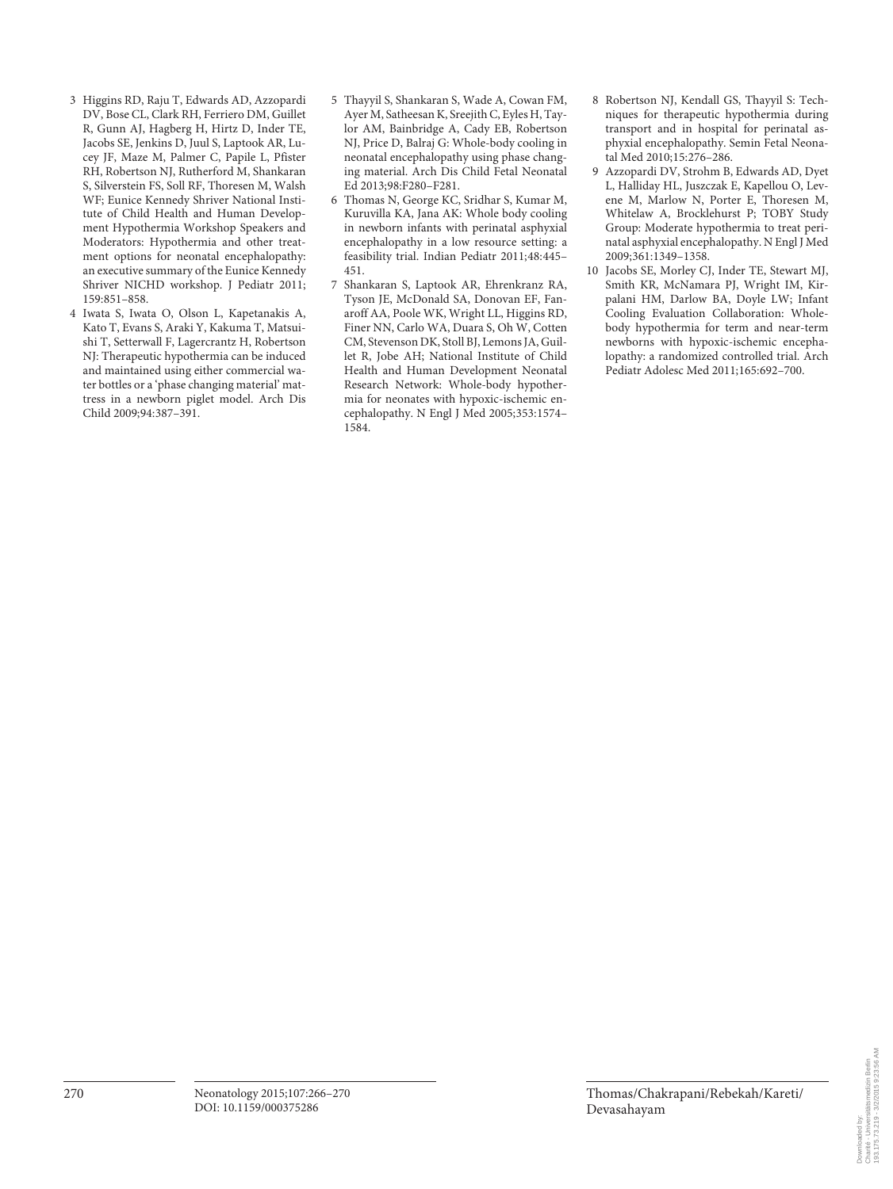3. Higgins RD, Raju T, Edwards AD, Azzopardi DV, Bose CL, Clark RH, Ferriero DM, Guillet R, Gunn AJ, Hagberg H, Hirtz D, Inder TE, Jacobs SE, Jenkins D, Juul S, Laptook AR, Lucey JF, Maze M, Palmer C, Papile L, Pfister RH, Robertson NJ, Rutherford M, Shankaran S, Silverstein FS, Soll RF, Thoresen M, Walsh WF; Eunice Kennedy Shriver National Institute of Child Health and Human Development Hypothermia Workshop Speakers and Moderators: Hypothermia and other treatment options for neonatal encephalopathy: an executive summary of the Eunice Kennedy Shriver NICHD workshop. J Pediatr 2011; 159:851–858.
4. Iwata S, Iwata O, Olson L, Kapetanakis A, Kato T, Evans S, Araki Y, Kakuma T, Matsuishi T, Setterwall F, Lagercrantz H, Robertson NJ: Therapeutic hypothermia can be induced and maintained using either commercial water bottles or a 'phase changing material' mattress in a newborn piglet model. Arch Dis Child 2009;94:387–391.
5. Thayyil S, Shankaran S, Wade A, Cowan FM, Ayer M, Satheesan K, Sreejith C, Eyles H, Taylor AM, Bainbridge A, Cady EB, Robertson NJ, Price D, Balraj G: Whole-body cooling in neonatal encephalopathy using phase changing material. Arch Dis Child Fetal Neonatal Ed 2013;98:F280–F281.
6. Thomas N, George KC, Sridhar S, Kumar M, Kuruvilla KA, Jana AK: Whole body cooling in newborn infants with perinatal asphyxial encephalopathy in a low resource setting: a feasibility trial. Indian Pediatr 2011;48:445–451.
7. Shankaran S, Laptook AR, Ehrenkranz RA, Tyson JE, McDonald SA, Donovan EF, Fanaroff AA, Poole WK, Wright LL, Higgins RD, Finer NN, Carlo WA, Duara S, Oh W, Cotten CM, Stevenson DK, Stoll BJ, Lemons JA, Guillet R, Jobe AH; National Institute of Child Health and Human Development Neonatal Research Network: Whole-body hypothermia for neonates with hypoxic-ischemic encephalopathy. N Engl J Med 2005;353:1574–1584.
8. Robertson NJ, Kendall GS, Thayyil S: Techniques for therapeutic hypothermia during transport and in hospital for perinatal asphyxial encephalopathy. Semin Fetal Neonatal Med 2010;15:276–286.
9. Azzopardi DV, Strohm B, Edwards AD, Dyet L, Halliday HL, Juszczak E, Kapellou O, Levene M, Marlow N, Porter E, Thoresen M, Whitelaw A, Brocklehurst P; TOBY Study Group: Moderate hypothermia to treat perinatal asphyxial encephalopathy. N Engl J Med 2009;361:1349–1358.
10. Jacobs SE, Morley CJ, Inder TE, Stewart MJ, Smith KR, McNamara PJ, Wright IM, Kirpalani HM, Darlow BA, Doyle LW; Infant Cooling Evaluation Collaboration: Whole-body hypothermia for term and near-term newborns with hypoxic-ischemic encephalopathy: a randomized controlled trial. Arch Pediatr Adolesc Med 2011;165:692–700.